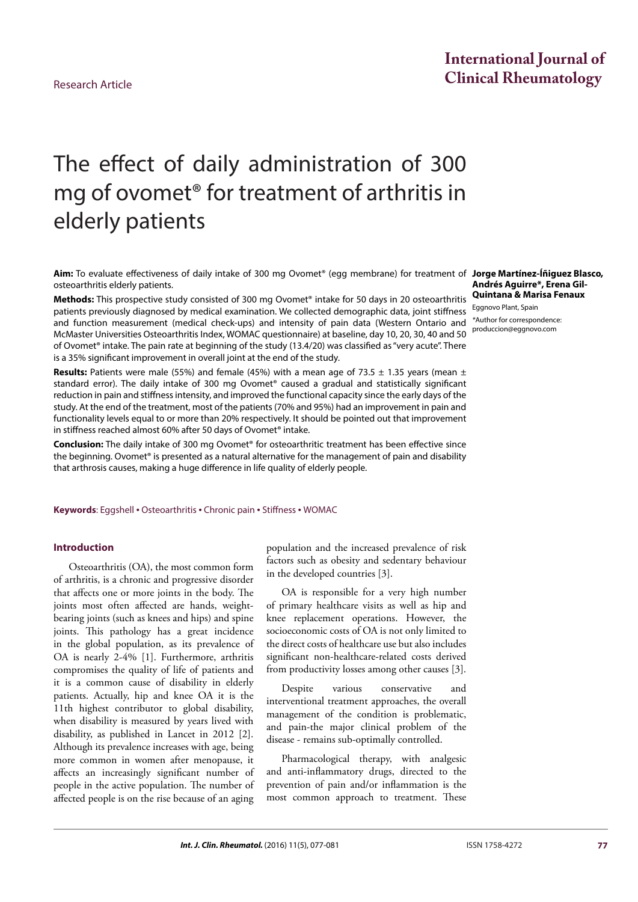Research Article

**International Journal of Clinical Rheumatology**

# The effect of daily administration of 300 mg of ovomet® for treatment of arthritis in elderly patients

**Jorge Martínez-Íñiguez Blasco, Andrés Aguirre*, Erena Gil-Quintana & Marisa Fenaux**

Eggnovo Plant, Spain

*Author for correspondence: produccion@eggnovo.com

**Aim:** To evaluate effectiveness of daily intake of 300 mg Ovomet® (egg membrane) for treatment of osteoarthritis elderly patients.

**Methods:** This prospective study consisted of 300 mg Ovomet® intake for 50 days in 20 osteoarthritis patients previously diagnosed by medical examination. We collected demographic data, joint stiffness and function measurement (medical check-ups) and intensity of pain data (Western Ontario and McMaster Universities Osteoarthritis Index, WOMAC questionnaire) at baseline, day 10, 20, 30, 40 and 50 of Ovomet® intake. The pain rate at beginning of the study (13.4/20) was classified as "very acute". There is a 35% significant improvement in overall joint at the end of the study.

**Results:** Patients were male (55%) and female (45%) with a mean age of 73.5 ± 1.35 years (mean ± standard error). The daily intake of 300 mg Ovomet® caused a gradual and statistically significant reduction in pain and stiffness intensity, and improved the functional capacity since the early days of the study. At the end of the treatment, most of the patients (70% and 95%) had an improvement in pain and functionality levels equal to or more than 20% respectively. It should be pointed out that improvement in stiffness reached almost 60% after 50 days of Ovomet® intake.

**Conclusion:** The daily intake of 300 mg Ovomet® for osteoarthritic treatment has been effective since the beginning. Ovomet® is presented as a natural alternative for the management of pain and disability that arthrosis causes, making a huge difference in life quality of elderly people.

**Keywords**: Eggshell • Osteoarthritis • Chronic pain • Stiffness • WOMAC

## Introduction

Osteoarthritis (OA), the most common form of arthritis, is a chronic and progressive disorder that affects one or more joints in the body. The joints most often affected are hands, weight-bearing joints (such as knees and hips) and spine joints. This pathology has a great incidence in the global population, as its prevalence of OA is nearly 2-4% [1]. Furthermore, arthritis compromises the quality of life of patients and it is a common cause of disability in elderly patients. Actually, hip and knee OA it is the 11th highest contributor to global disability, when disability is measured by years lived with disability, as published in Lancet in 2012 [2]. Although its prevalence increases with age, being more common in women after menopause, it affects an increasingly significant number of people in the active population. The number of affected people is on the rise because of an aging population and the increased prevalence of risk factors such as obesity and sedentary behaviour in the developed countries [3].

OA is responsible for a very high number of primary healthcare visits as well as hip and knee replacement operations. However, the socioeconomic costs of OA is not only limited to the direct costs of healthcare use but also includes significant non-healthcare-related costs derived from productivity losses among other causes [3].

Despite various conservative and interventional treatment approaches, the overall management of the condition is problematic, and pain-the major clinical problem of the disease - remains sub-optimally controlled.

Pharmacological therapy, with analgesic and anti-inflammatory drugs, directed to the prevention of pain and/or inflammation is the most common approach to treatment. These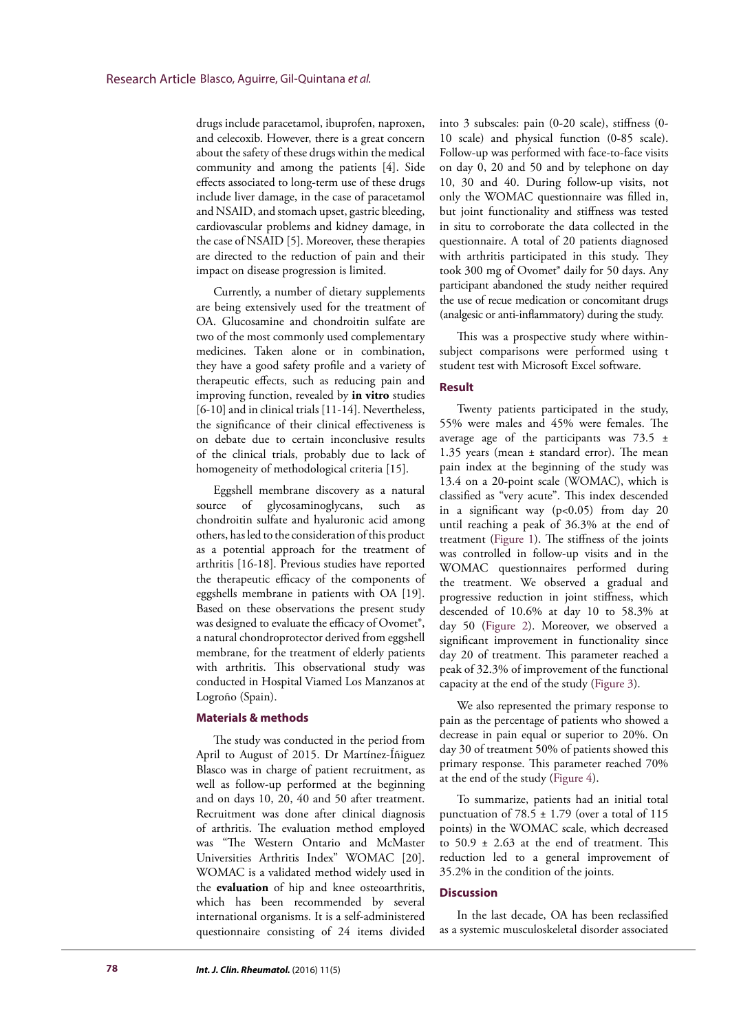drugs include paracetamol, ibuprofen, naproxen, and celecoxib. However, there is a great concern about the safety of these drugs within the medical community and among the patients [4]. Side effects associated to long-term use of these drugs include liver damage, in the case of paracetamol and NSAID, and stomach upset, gastric bleeding, cardiovascular problems and kidney damage, in the case of NSAID [5]. Moreover, these therapies are directed to the reduction of pain and their impact on disease progression is limited.

Currently, a number of dietary supplements are being extensively used for the treatment of OA. Glucosamine and chondroitin sulfate are two of the most commonly used complementary medicines. Taken alone or in combination, they have a good safety profile and a variety of therapeutic effects, such as reducing pain and improving function, revealed by **in vitro** studies [6-10] and in clinical trials [11-14]. Nevertheless, the significance of their clinical effectiveness is on debate due to certain inconclusive results of the clinical trials, probably due to lack of homogeneity of methodological criteria [15].

Eggshell membrane discovery as a natural source of glycosaminoglycans, such as chondroitin sulfate and hyaluronic acid among others, has led to the consideration of this product as a potential approach for the treatment of arthritis [16-18]. Previous studies have reported the therapeutic efficacy of the components of eggshells membrane in patients with OA [19]. Based on these observations the present study was designed to evaluate the efficacy of Ovomet®, a natural chondroprotector derived from eggshell membrane, for the treatment of elderly patients with arthritis. This observational study was conducted in Hospital Viamed Los Manzanos at Logroño (Spain).

## Materials & methods

The study was conducted in the period from April to August of 2015. Dr Martínez-Íñiguez Blasco was in charge of patient recruitment, as well as follow-up performed at the beginning and on days 10, 20, 40 and 50 after treatment. Recruitment was done after clinical diagnosis of arthritis. The evaluation method employed was "The Western Ontario and McMaster Universities Arthritis Index" WOMAC [20]. WOMAC is a validated method widely used in the **evaluation** of hip and knee osteoarthritis, which has been recommended by several international organisms. It is a self-administered questionnaire consisting of 24 items divided into 3 subscales: pain (0-20 scale), stiffness (0-10 scale) and physical function (0-85 scale). Follow-up was performed with face-to-face visits on day 0, 20 and 50 and by telephone on day 10, 30 and 40. During follow-up visits, not only the WOMAC questionnaire was filled in, but joint functionality and stiffness was tested in situ to corroborate the data collected in the questionnaire. A total of 20 patients diagnosed with arthritis participated in this study. They took 300 mg of Ovomet® daily for 50 days. Any participant abandoned the study neither required the use of recue medication or concomitant drugs (analgesic or anti-inflammatory) during the study.

This was a prospective study where within-subject comparisons were performed using t student test with Microsoft Excel software.

## Result

Twenty patients participated in the study, 55% were males and 45% were females. The average age of the participants was 73.5 ± 1.35 years (mean ± standard error). The mean pain index at the beginning of the study was 13.4 on a 20-point scale (WOMAC), which is classified as "very acute". This index descended in a significant way ($p<0.05$) from day 20 until reaching a peak of 36.3% at the end of treatment (Figure 1). The stiffness of the joints was controlled in follow-up visits and in the WOMAC questionnaires performed during the treatment. We observed a gradual and progressive reduction in joint stiffness, which descended of 10.6% at day 10 to 58.3% at day 50 (Figure 2). Moreover, we observed a significant improvement in functionality since day 20 of treatment. This parameter reached a peak of 32.3% of improvement of the functional capacity at the end of the study (Figure 3).

We also represented the primary response to pain as the percentage of patients who showed a decrease in pain equal or superior to 20%. On day 30 of treatment 50% of patients showed this primary response. This parameter reached 70% at the end of the study (Figure 4).

To summarize, patients had an initial total punctuation of 78.5 ± 1.79 (over a total of 115 points) in the WOMAC scale, which decreased to 50.9 ± 2.63 at the end of treatment. This reduction led to a general improvement of 35.2% in the condition of the joints.

## Discussion

In the last decade, OA has been reclassified as a systemic musculoskeletal disorder associated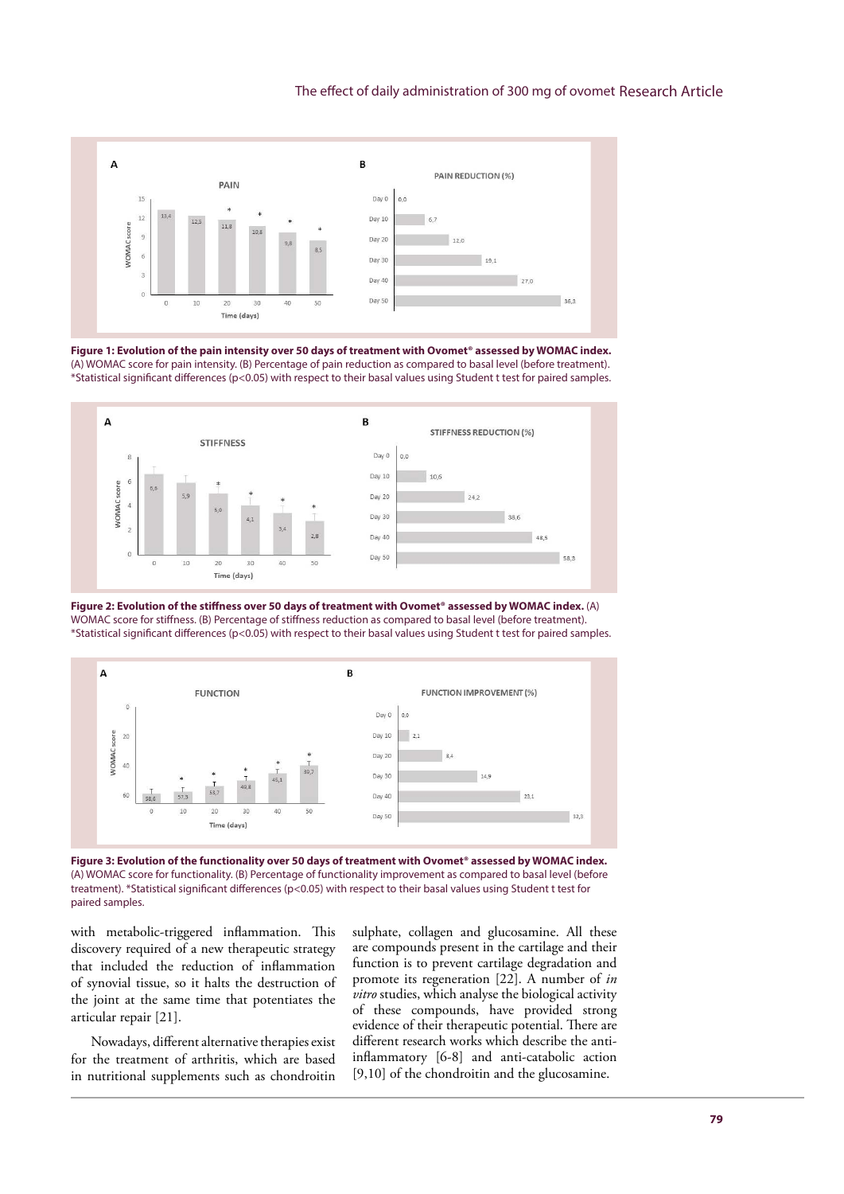**Figure 1: Evolution of the pain intensity over 50 days of treatment with Ovomet® assessed by WOMAC index.** (A) WOMAC score for pain intensity. (B) Percentage of pain reduction as compared to basal level (before treatment). *Statistical significant differences ($p<0.05$) with respect to their basal values using Student t test for paired samples.

**Figure 2: Evolution of the stiffness over 50 days of treatment with Ovomet® assessed by WOMAC index.** (A) WOMAC score for stiffness. (B) Percentage of stiffness reduction as compared to basal level (before treatment). *Statistical significant differences ($p<0.05$) with respect to their basal values using Student t test for paired samples.

**Figure 3: Evolution of the functionality over 50 days of treatment with Ovomet® assessed by WOMAC index.** (A) WOMAC score for functionality. (B) Percentage of functionality improvement as compared to basal level (before treatment). *Statistical significant differences ($p<0.05$) with respect to their basal values using Student t test for paired samples.

with metabolic-triggered inflammation. This discovery required of a new therapeutic strategy that included the reduction of inflammation of synovial tissue, so it halts the destruction of the joint at the same time that potentiates the articular repair [21].

Nowadays, different alternative therapies exist for the treatment of arthritis, which are based in nutritional supplements such as chondroitin sulphate, collagen and glucosamine. All these are compounds present in the cartilage and their function is to prevent cartilage degradation and promote its regeneration [22]. A number of *in vitro* studies, which analyse the biological activity of these compounds, have provided strong evidence of their therapeutic potential. There are different research works which describe the anti-inflammatory [6-8] and anti-catabolic action [9,10] of the chondroitin and the glucosamine.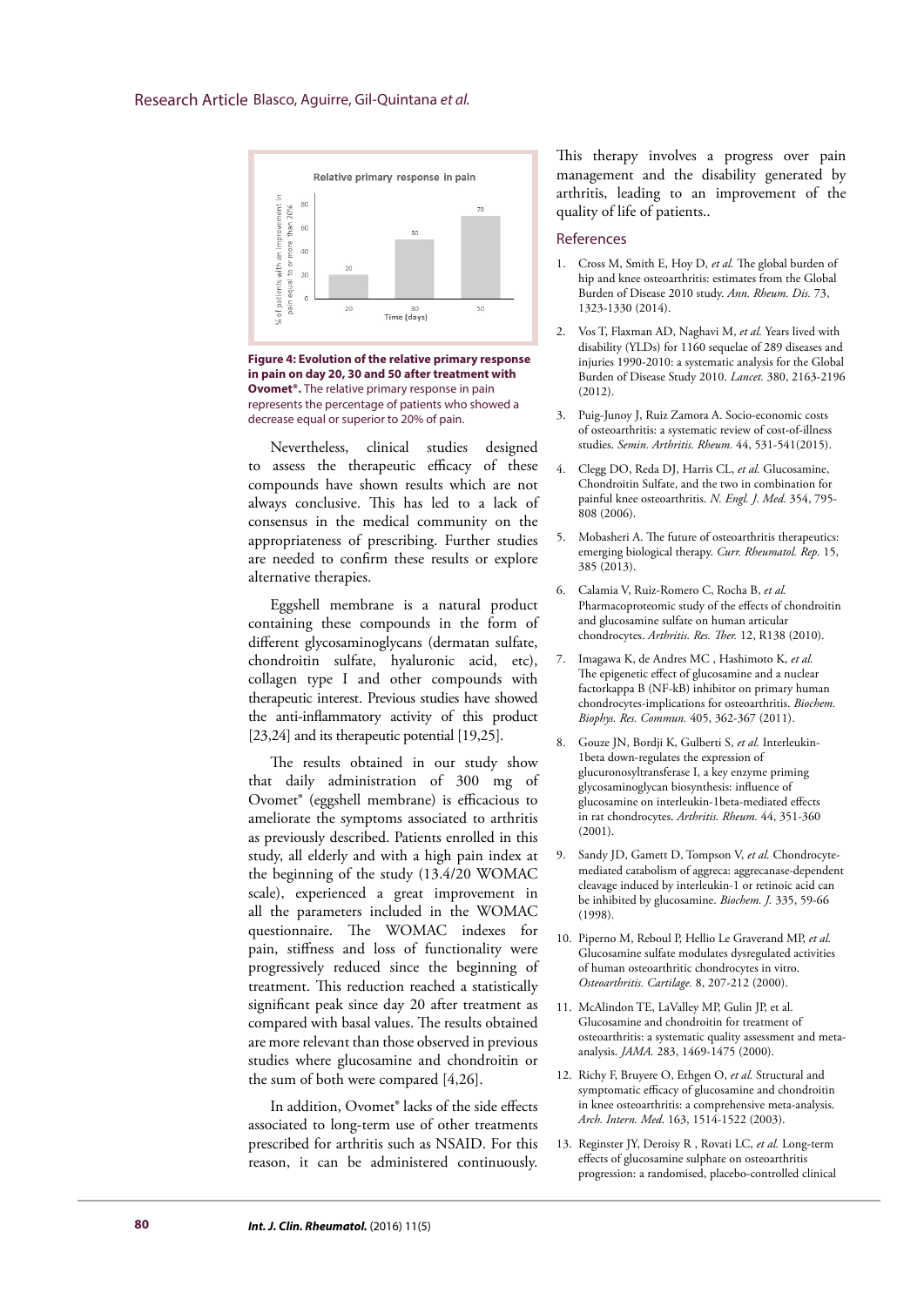Figure 4: **Evolution of the relative primary response in pain on day 20, 30 and 50 after treatment with Ovomet®.** The relative primary response in pain represents the percentage of patients who showed a decrease equal or superior to 20% of pain.

Nevertheless, clinical studies designed to assess the therapeutic efficacy of these compounds have shown results which are not always conclusive. This has led to a lack of consensus in the medical community on the appropriateness of prescribing. Further studies are needed to confirm these results or explore alternative therapies.

Eggshell membrane is a natural product containing these compounds in the form of different glycosaminoglycans (dermatan sulfate, chondroitin sulfate, hyaluronic acid, etc), collagen type I and other compounds with therapeutic interest. Previous studies have showed the anti-inflammatory activity of this product [23,24] and its therapeutic potential [19,25].

The results obtained in our study show that daily administration of 300 mg of Ovomet® (eggshell membrane) is efficacious to ameliorate the symptoms associated to arthritis as previously described. Patients enrolled in this study, all elderly and with a high pain index at the beginning of the study (13.4/20 WOMAC scale), experienced a great improvement in all the parameters included in the WOMAC questionnaire. The WOMAC indexes for pain, stiffness and loss of functionality were progressively reduced since the beginning of treatment. This reduction reached a statistically significant peak since day 20 after treatment as compared with basal values. The results obtained are more relevant than those observed in previous studies where glucosamine and chondroitin or the sum of both were compared [4,26].

In addition, Ovomet® lacks of the side effects associated to long-term use of other treatments prescribed for arthritis such as NSAID. For this reason, it can be administered continuously. This therapy involves a progress over pain management and the disability generated by arthritis, leading to an improvement of the quality of life of patients..

## References

1. Cross M, Smith E, Hoy D, *et al.* The global burden of hip and knee osteoarthritis: estimates from the Global Burden of Disease 2010 study. *Ann. Rheum. Dis.* 73, 1323-1330 (2014).
2. Vos T, Flaxman AD, Naghavi M, *et al.* Years lived with disability (YLDs) for 1160 sequelae of 289 diseases and injuries 1990-2010: a systematic analysis for the Global Burden of Disease Study 2010. *Lancet.* 380, 2163-2196 (2012).
3. Puig-Junoy J, Ruiz Zamora A. Socio-economic costs of osteoarthritis: a systematic review of cost-of-illness studies. *Semin. Arthritis. Rheum.* 44, 531-541(2015).
4. Clegg DO, Reda DJ, Harris CL, *et al.* Glucosamine, Chondroitin Sulfate, and the two in combination for painful knee osteoarthritis. *N. Engl. J. Med.* 354, 795-808 (2006).
5. Mobasheri A. The future of osteoarthritis therapeutics: emerging biological therapy. *Curr. Rheumatol. Rep.* 15, 385 (2013).
6. Calamia V, Ruiz-Romero C, Rocha B, *et al.* Pharmacoproteomic study of the effects of chondroitin and glucosamine sulfate on human articular chondrocytes. *Arthritis. Res. Ther.* 12, R138 (2010).
7. Imagawa K, de Andres MC , Hashimoto K, *et al.* The epigenetic effect of glucosamine and a nuclear factorkappa B (NF-kB) inhibitor on primary human chondrocytes-implications for osteoarthritis. *Biochem. Biophys. Res. Commun.* 405, 362-367 (2011).
8. Gouze JN, Bordji K, Gulberti S, *et al.* Interleukin-1beta down-regulates the expression of glucuronosyltransferase I, a key enzyme priming glycosaminoglycan biosynthesis: influence of glucosamine on interleukin-1beta-mediated effects in rat chondrocytes. *Arthritis. Rheum.* 44, 351-360 (2001).
9. Sandy JD, Gamett D, Tompson V, *et al.* Chondrocyte-mediated catabolism of aggreca: aggrecanase-dependent cleavage induced by interleukin-1 or retinoic acid can be inhibited by glucosamine. *Biochem. J.* 335, 59-66 (1998).
10. Piperno M, Reboul P, Hellio Le Graverand MP, *et al.* Glucosamine sulfate modulates dysregulated activities of human osteoarthritic chondrocytes in vitro. *Osteoarthritis. Cartilage.* 8, 207-212 (2000).
11. McAlindon TE, LaValley MP, Gulin JP, et al. Glucosamine and chondroitin for treatment of osteoarthritis: a systematic quality assessment and meta-analysis. *JAMA.* 283, 1469-1475 (2000).
12. Richy F, Bruyere O, Ethgen O, *et al.* Structural and symptomatic efficacy of glucosamine and chondroitin in knee osteoarthritis: a comprehensive meta-analysis. *Arch. Intern. Med.* 163, 1514-1522 (2003).
13. Reginster JY, Deroisy R , Rovati LC, *et al.* Long-term effects of glucosamine sulphate on osteoarthritis progression: a randomised, placebo-controlled clinical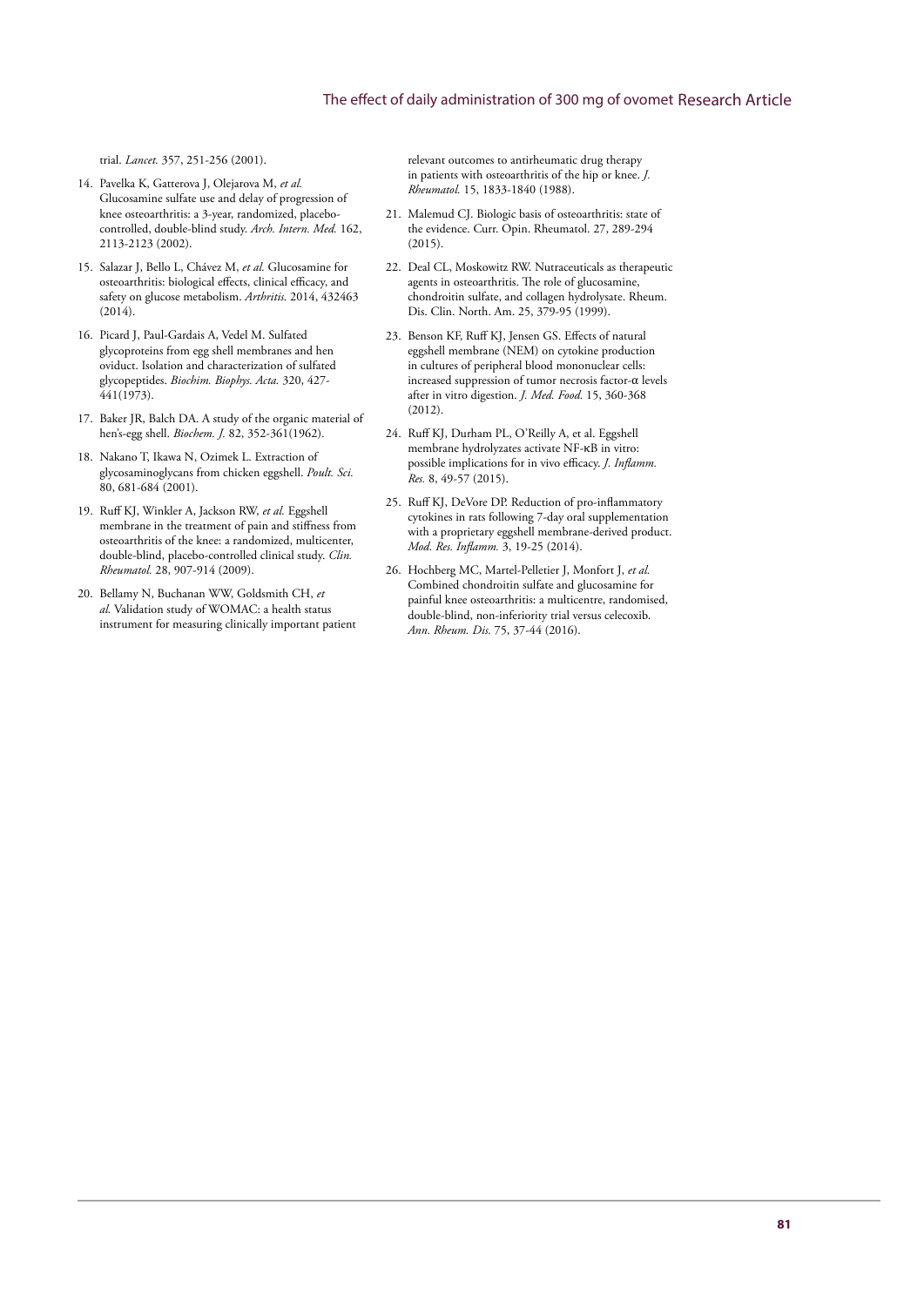trial. *Lancet.* 357, 251-256 (2001).

14. Pavelka K, Gatterova J, Olejarova M, *et al.* Glucosamine sulfate use and delay of progression of knee osteoarthritis: a 3-year, randomized, placebo-controlled, double-blind study. *Arch. Intern. Med.* 162, 2113-2123 (2002).

15. Salazar J, Bello L, Chávez M, *et al.* Glucosamine for osteoarthritis: biological effects, clinical efficacy, and safety on glucose metabolism. *Arthritis.* 2014, 432463 (2014).

16. Picard J, Paul-Gardais A, Vedel M. Sulfated glycoproteins from egg shell membranes and hen oviduct. Isolation and characterization of sulfated glycopeptides. *Biochim. Biophys. Acta.* 320, 427-441(1973).

17. Baker JR, Balch DA. A study of the organic material of hen's-egg shell. *Biochem. J.* 82, 352-361(1962).

18. Nakano T, Ikawa N, Ozimek L. Extraction of glycosaminoglycans from chicken eggshell. *Poult. Sci.* 80, 681-684 (2001).

19. Ruff KJ, Winkler A, Jackson RW, *et al.* Eggshell membrane in the treatment of pain and stiffness from osteoarthritis of the knee: a randomized, multicenter, double-blind, placebo-controlled clinical study. *Clin. Rheumatol.* 28, 907-914 (2009).

20. Bellamy N, Buchanan WW, Goldsmith CH, *et al.* Validation study of WOMAC: a health status instrument for measuring clinically important patient relevant outcomes to antirheumatic drug therapy in patients with osteoarthritis of the hip or knee. *J. Rheumatol.* 15, 1833-1840 (1988).

21. Malemud CJ. Biologic basis of osteoarthritis: state of the evidence. Curr. Opin. Rheumatol. 27, 289-294 (2015).

22. Deal CL, Moskowitz RW. Nutraceuticals as therapeutic agents in osteoarthritis. The role of glucosamine, chondroitin sulfate, and collagen hydrolysate. Rheum. Dis. Clin. North. Am. 25, 379-95 (1999).

23. Benson KF, Ruff KJ, Jensen GS. Effects of natural eggshell membrane (NEM) on cytokine production in cultures of peripheral blood mononuclear cells: increased suppression of tumor necrosis factor-α levels after in vitro digestion. *J. Med. Food.* 15, 360-368 (2012).

24. Ruff KJ, Durham PL, O'Reilly A, et al. Eggshell membrane hydrolyzates activate NF-κB in vitro: possible implications for in vivo efficacy. *J. Inflamm. Res.* 8, 49-57 (2015).

25. Ruff KJ, DeVore DP. Reduction of pro-inflammatory cytokines in rats following 7-day oral supplementation with a proprietary eggshell membrane-derived product. *Mod. Res. Inflamm.* 3, 19-25 (2014).

26. Hochberg MC, Martel-Pelletier J, Monfort J, *et al.* Combined chondroitin sulfate and glucosamine for painful knee osteoarthritis: a multicentre, randomised, double-blind, non-inferiority trial versus celecoxib. *Ann. Rheum. Dis.* 75, 37-44 (2016).